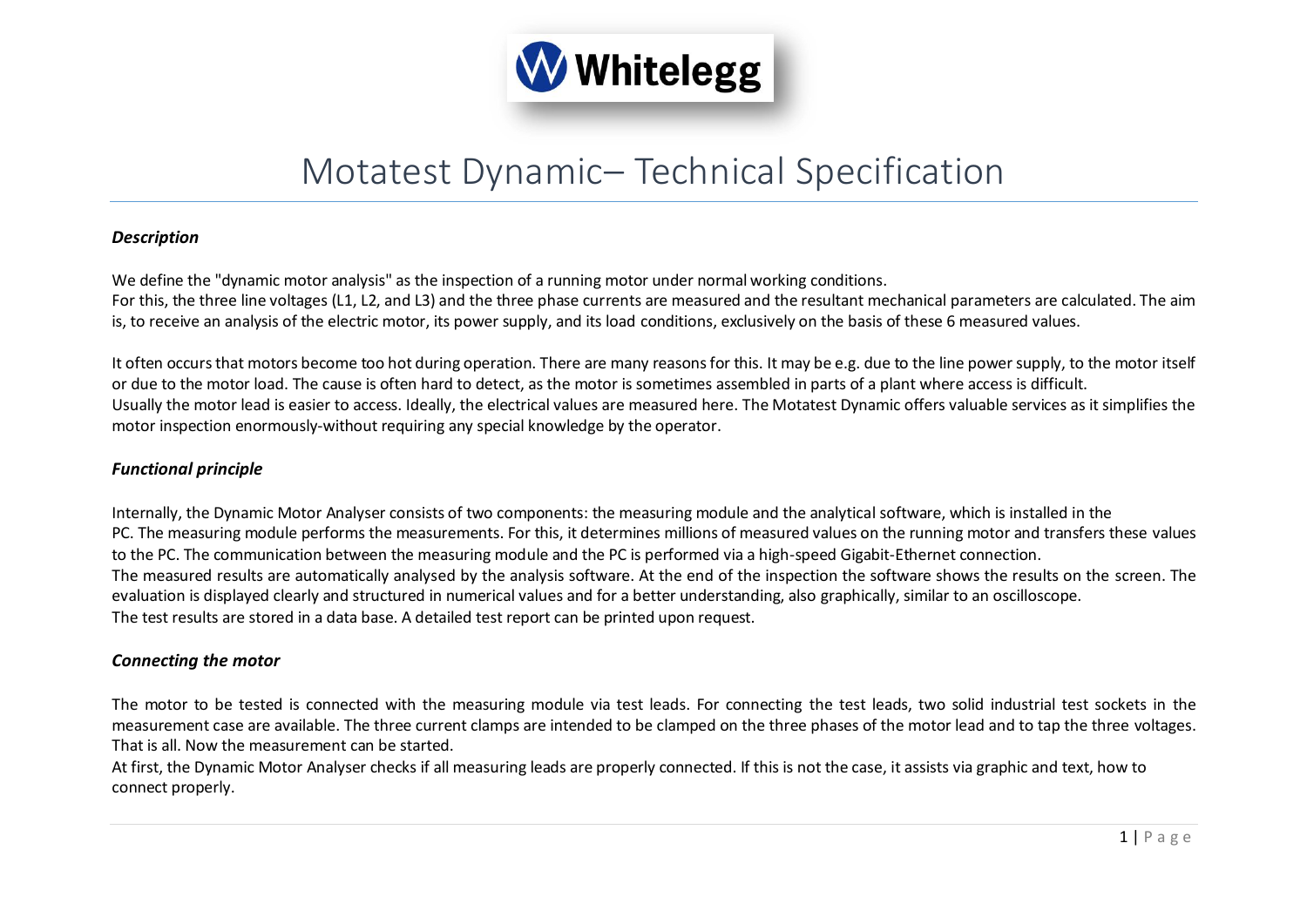# Motatest Dynamic– Technical Specification

### *Description*

We define the "dynamic motor analysis" as the inspection of a running motor under normal working conditions.
For this, the three line voltages (L1, L2, and L3) and the three phase currents are measured and the resultant mechanical parameters are calculated. The aim is, to receive an analysis of the electric motor, its power supply, and its load conditions, exclusively on the basis of these 6 measured values.

It often occurs that motors become too hot during operation. There are many reasons for this. It may be e.g. due to the line power supply, to the motor itself or due to the motor load. The cause is often hard to detect, as the motor is sometimes assembled in parts of a plant where access is difficult.
Usually the motor lead is easier to access. Ideally, the electrical values are measured here. The Motatest Dynamic offers valuable services as it simplifies the motor inspection enormously-without requiring any special knowledge by the operator.

### *Functional principle*

Internally, the Dynamic Motor Analyser consists of two components: the measuring module and the analytical software, which is installed in the PC. The measuring module performs the measurements. For this, it determines millions of measured values on the running motor and transfers these values to the PC. The communication between the measuring module and the PC is performed via a high-speed Gigabit-Ethernet connection.
The measured results are automatically analysed by the analysis software. At the end of the inspection the software shows the results on the screen. The evaluation is displayed clearly and structured in numerical values and for a better understanding, also graphically, similar to an oscilloscope.
The test results are stored in a data base. A detailed test report can be printed upon request.

### *Connecting the motor*

The motor to be tested is connected with the measuring module via test leads. For connecting the test leads, two solid industrial test sockets in the measurement case are available. The three current clamps are intended to be clamped on the three phases of the motor lead and to tap the three voltages. That is all. Now the measurement can be started.
At first, the Dynamic Motor Analyser checks if all measuring leads are properly connected. If this is not the case, it assists via graphic and text, how to connect properly.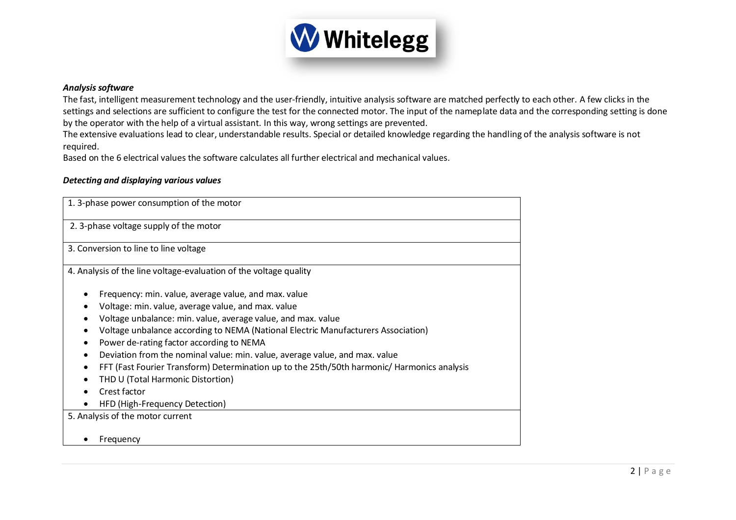***Analysis software***

The fast, intelligent measurement technology and the user-friendly, intuitive analysis software are matched perfectly to each other. A few clicks in the settings and selections are sufficient to configure the test for the connected motor. The input of the nameplate data and the corresponding setting is done by the operator with the help of a virtual assistant. In this way, wrong settings are prevented.
The extensive evaluations lead to clear, understandable results. Special or detailed knowledge regarding the handling of the analysis software is not required.
Based on the 6 electrical values the software calculates all further electrical and mechanical values.

***Detecting and displaying various values***

| 1. 3-phase power consumption of the motor |
|---|
| 2. 3-phase voltage supply of the motor |
| 3. Conversion to line to line voltage |
| 4. Analysis of the line voltage-evaluation of the voltage quality<br><br>• Frequency: min. value, average value, and max. value<br>• Voltage: min. value, average value, and max. value<br>• Voltage unbalance: min. value, average value, and max. value<br>• Voltage unbalance according to NEMA (National Electric Manufacturers Association)<br>• Power de-rating factor according to NEMA<br>• Deviation from the nominal value: min. value, average value, and max. value<br>• FFT (Fast Fourier Transform) Determination up to the 25th/50th harmonic/ Harmonics analysis<br>• THD U (Total Harmonic Distortion)<br>• Crest factor<br>• HFD (High-Frequency Detection) |
| 5. Analysis of the motor current<br><br>• Frequency |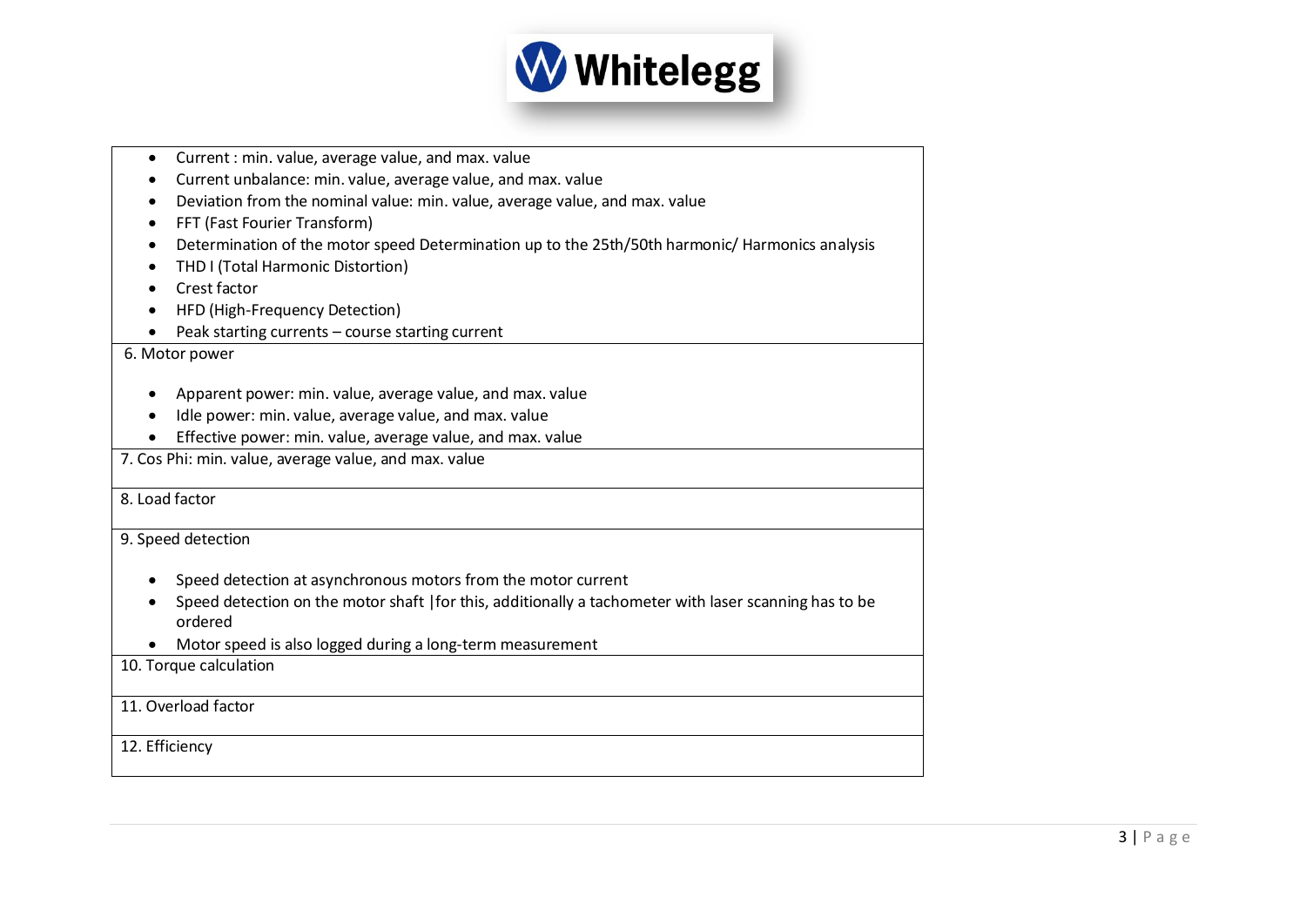- Current : min. value, average value, and max. value
- Current unbalance: min. value, average value, and max. value
- Deviation from the nominal value: min. value, average value, and max. value
- FFT (Fast Fourier Transform)
- Determination of the motor speed Determination up to the 25th/50th harmonic/ Harmonics analysis
- THD I (Total Harmonic Distortion)
- Crest factor
- HFD (High-Frequency Detection)
- Peak starting currents – course starting current

6. Motor power

- Apparent power: min. value, average value, and max. value
- Idle power: min. value, average value, and max. value
- Effective power: min. value, average value, and max. value

7. Cos Phi: min. value, average value, and max. value

8. Load factor

9. Speed detection

- Speed detection at asynchronous motors from the motor current
- Speed detection on the motor shaft |for this, additionally a tachometer with laser scanning has to be ordered
- Motor speed is also logged during a long-term measurement

10. Torque calculation

11. Overload factor

12. Efficiency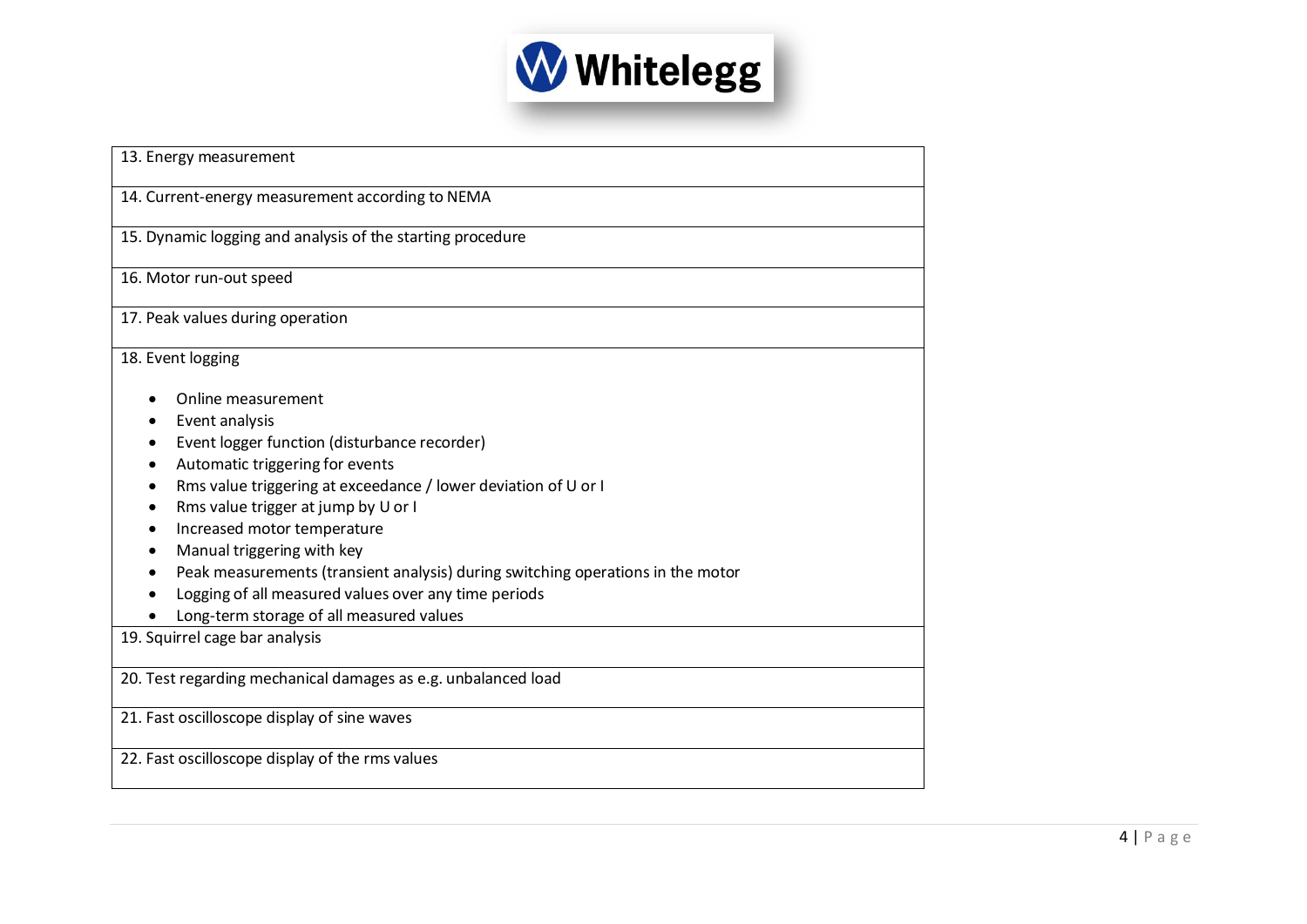| 13. Energy measurement |
|---|
| 14. Current-energy measurement according to NEMA |
| 15. Dynamic logging and analysis of the starting procedure |
| 16. Motor run-out speed |
| 17. Peak values during operation |
| 18. Event logging<br><br>• Online measurement<br>• Event analysis<br>• Event logger function (disturbance recorder)<br>• Automatic triggering for events<br>• Rms value triggering at exceedance / lower deviation of U or I<br>• Rms value trigger at jump by U or I<br>• Increased motor temperature<br>• Manual triggering with key<br>• Peak measurements (transient analysis) during switching operations in the motor<br>• Logging of all measured values over any time periods<br>• Long-term storage of all measured values |
| 19. Squirrel cage bar analysis |
| 20. Test regarding mechanical damages as e.g. unbalanced load |
| 21. Fast oscilloscope display of sine waves |
| 22. Fast oscilloscope display of the rms values |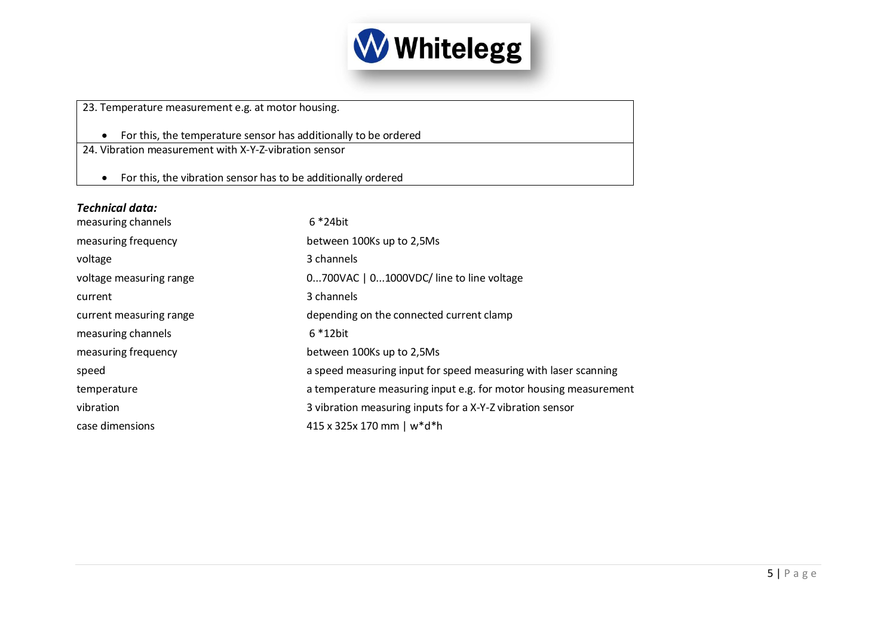| |
|---|
| 23. Temperature measurement e.g. at motor housing.<br><br>• For this, the temperature sensor has additionally to be ordered |
| 24. Vibration measurement with X-Y-Z-vibration sensor<br><br>• For this, the vibration sensor has to be additionally ordered |

***Technical data:***

| | |
|---|---|
| measuring channels | 6 *24bit |
| measuring frequency | between 100Ks up to 2,5Ms |
| voltage | 3 channels |
| voltage measuring range | 0...700VAC \| 0...1000VDC/ line to line voltage |
| current | 3 channels |
| current measuring range | depending on the connected current clamp |
| measuring channels | 6 *12bit |
| measuring frequency | between 100Ks up to 2,5Ms |
| speed | a speed measuring input for speed measuring with laser scanning |
| temperature | a temperature measuring input e.g. for motor housing measurement |
| vibration | 3 vibration measuring inputs for a X-Y-Z vibration sensor |
| case dimensions | 415 x 325x 170 mm \| w*d*h |